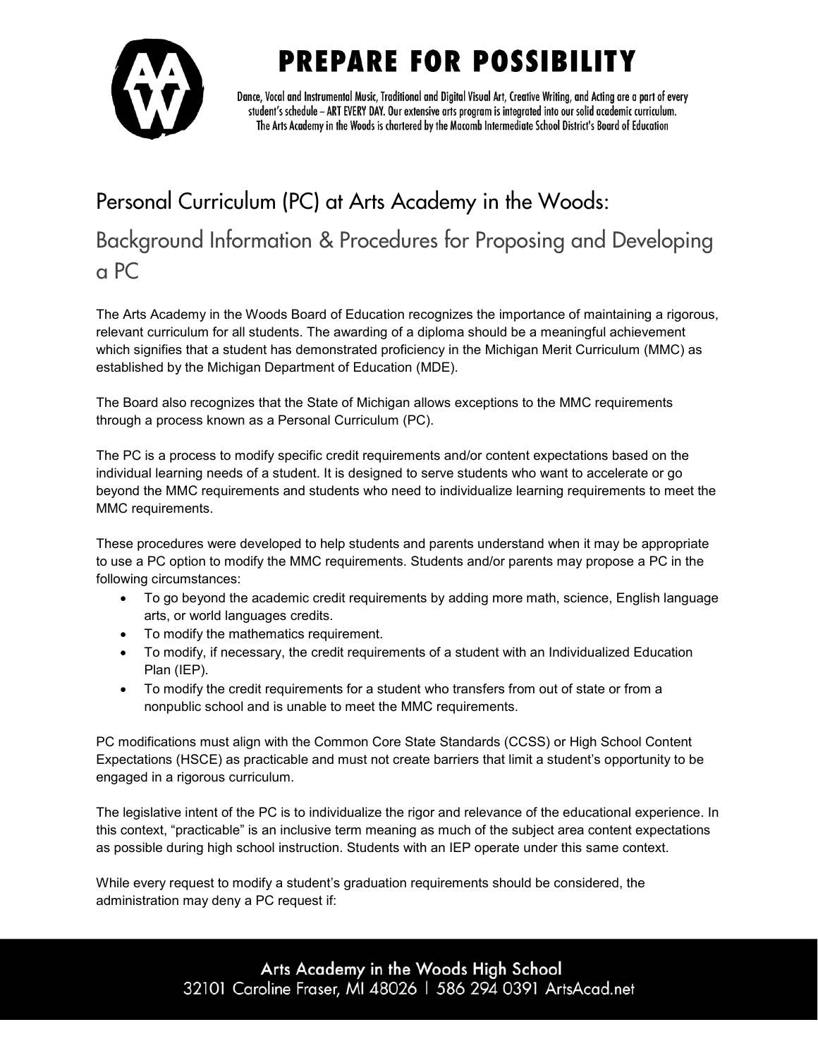# PREPARE FOR POSSIBILITY

Dance, Vocal and Instrumental Music, Traditional and Digital Visual Art, Creative Writing, and Acting are a part of every student's schedule – ART EVERY DAY. Our extensive arts program is integrated into our solid academic curriculum. The Arts Academy in the Woods is chartered by the Macomb Intermediate School District's Board of Education

## Personal Curriculum (PC) at Arts Academy in the Woods:

### Background Information & Procedures for Proposing and Developing a PC

The Arts Academy in the Woods Board of Education recognizes the importance of maintaining a rigorous, relevant curriculum for all students. The awarding of a diploma should be a meaningful achievement which signifies that a student has demonstrated proficiency in the Michigan Merit Curriculum (MMC) as established by the Michigan Department of Education (MDE).

The Board also recognizes that the State of Michigan allows exceptions to the MMC requirements through a process known as a Personal Curriculum (PC).

The PC is a process to modify specific credit requirements and/or content expectations based on the individual learning needs of a student. It is designed to serve students who want to accelerate or go beyond the MMC requirements and students who need to individualize learning requirements to meet the MMC requirements.

These procedures were developed to help students and parents understand when it may be appropriate to use a PC option to modify the MMC requirements. Students and/or parents may propose a PC in the following circumstances:

- To go beyond the academic credit requirements by adding more math, science, English language arts, or world languages credits.
- To modify the mathematics requirement.
- To modify, if necessary, the credit requirements of a student with an Individualized Education Plan (IEP).
- To modify the credit requirements for a student who transfers from out of state or from a nonpublic school and is unable to meet the MMC requirements.

PC modifications must align with the Common Core State Standards (CCSS) or High School Content Expectations (HSCE) as practicable and must not create barriers that limit a student's opportunity to be engaged in a rigorous curriculum.

The legislative intent of the PC is to individualize the rigor and relevance of the educational experience. In this context, "practicable" is an inclusive term meaning as much of the subject area content expectations as possible during high school instruction. Students with an IEP operate under this same context.

While every request to modify a student's graduation requirements should be considered, the administration may deny a PC request if: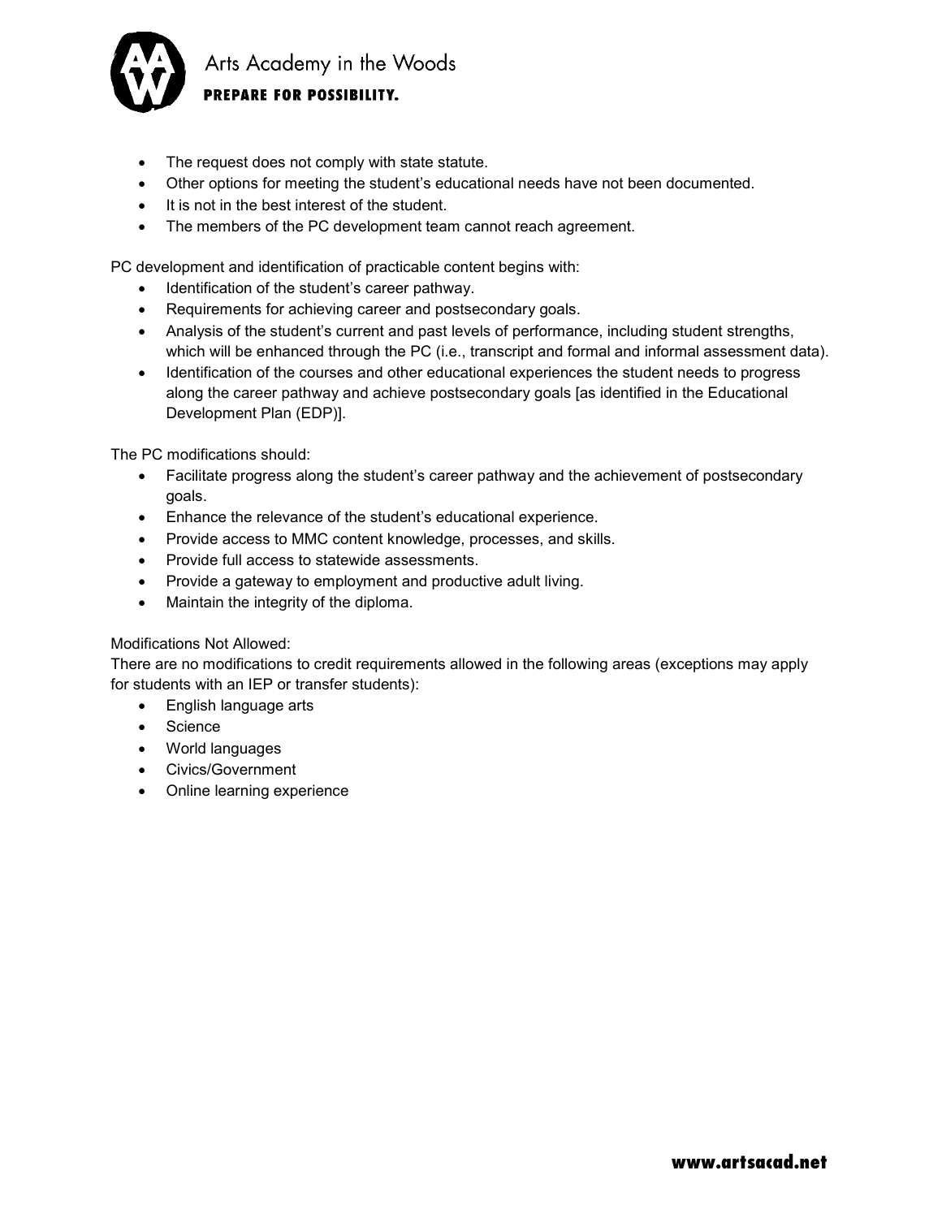- The request does not comply with state statute.
- Other options for meeting the student's educational needs have not been documented.
- It is not in the best interest of the student.
- The members of the PC development team cannot reach agreement.

PC development and identification of practicable content begins with:

- Identification of the student's career pathway.
- Requirements for achieving career and postsecondary goals.
- Analysis of the student's current and past levels of performance, including student strengths, which will be enhanced through the PC (i.e., transcript and formal and informal assessment data).
- Identification of the courses and other educational experiences the student needs to progress along the career pathway and achieve postsecondary goals [as identified in the Educational Development Plan (EDP)].

The PC modifications should:

- Facilitate progress along the student's career pathway and the achievement of postsecondary goals.
- Enhance the relevance of the student's educational experience.
- Provide access to MMC content knowledge, processes, and skills.
- Provide full access to statewide assessments.
- Provide a gateway to employment and productive adult living.
- Maintain the integrity of the diploma.

Modifications Not Allowed:
There are no modifications to credit requirements allowed in the following areas (exceptions may apply for students with an IEP or transfer students):

- English language arts
- Science
- World languages
- Civics/Government
- Online learning experience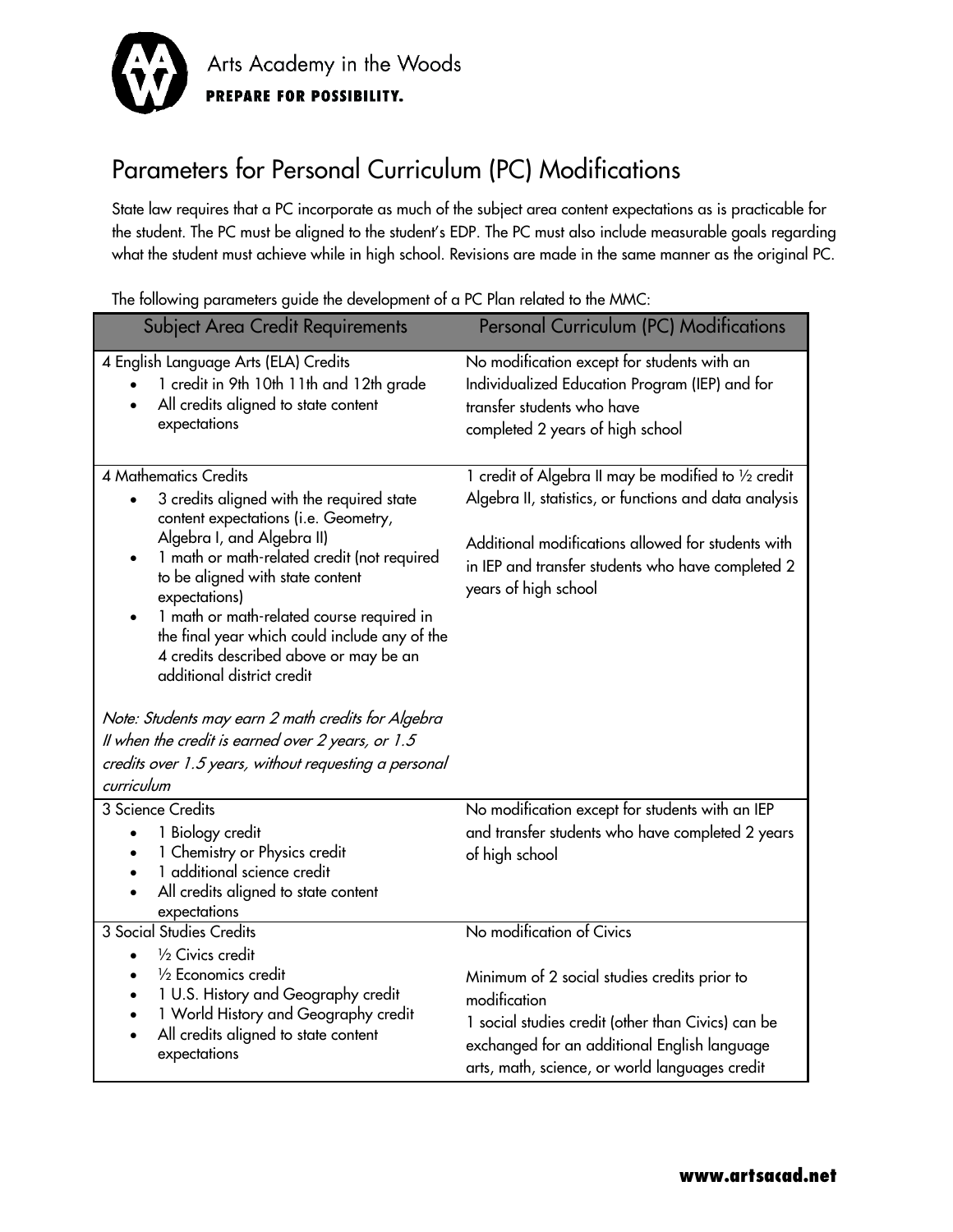Arts Academy in the Woods
**PREPARE FOR POSSIBILITY.**

# Parameters for Personal Curriculum (PC) Modifications

State law requires that a PC incorporate as much of the subject area content expectations as is practicable for the student. The PC must be aligned to the student's EDP. The PC must also include measurable goals regarding what the student must achieve while in high school. Revisions are made in the same manner as the original PC.

The following parameters guide the development of a PC Plan related to the MMC:

| Subject Area Credit Requirements | Personal Curriculum (PC) Modifications |
|---|---|
| 4 English Language Arts (ELA) Credits<br>• 1 credit in 9th 10th 11th and 12th grade<br>• All credits aligned to state content expectations | No modification except for students with an Individualized Education Program (IEP) and for transfer students who have completed 2 years of high school |
| 4 Mathematics Credits<br>• 3 credits aligned with the required state content expectations (i.e. Geometry, Algebra I, and Algebra II)<br>• 1 math or math-related credit (not required to be aligned with state content expectations)<br>• 1 math or math-related course required in the final year which could include any of the 4 credits described above or may be an additional district credit<br><br>*Note: Students may earn 2 math credits for Algebra II when the credit is earned over 2 years, or 1.5 credits over 1.5 years, without requesting a personal curriculum* | 1 credit of Algebra II may be modified to ½ credit Algebra II, statistics, or functions and data analysis<br><br>Additional modifications allowed for students with in IEP and transfer students who have completed 2 years of high school |
| 3 Science Credits<br>• 1 Biology credit<br>• 1 Chemistry or Physics credit<br>• 1 additional science credit<br>• All credits aligned to state content expectations | No modification except for students with an IEP and transfer students who have completed 2 years of high school |
| 3 Social Studies Credits<br>• ½ Civics credit<br>• ½ Economics credit<br>• 1 U.S. History and Geography credit<br>• 1 World History and Geography credit<br>• All credits aligned to state content expectations | No modification of Civics<br><br>Minimum of 2 social studies credits prior to modification<br>1 social studies credit (other than Civics) can be exchanged for an additional English language arts, math, science, or world languages credit |

**www.artsacad.net**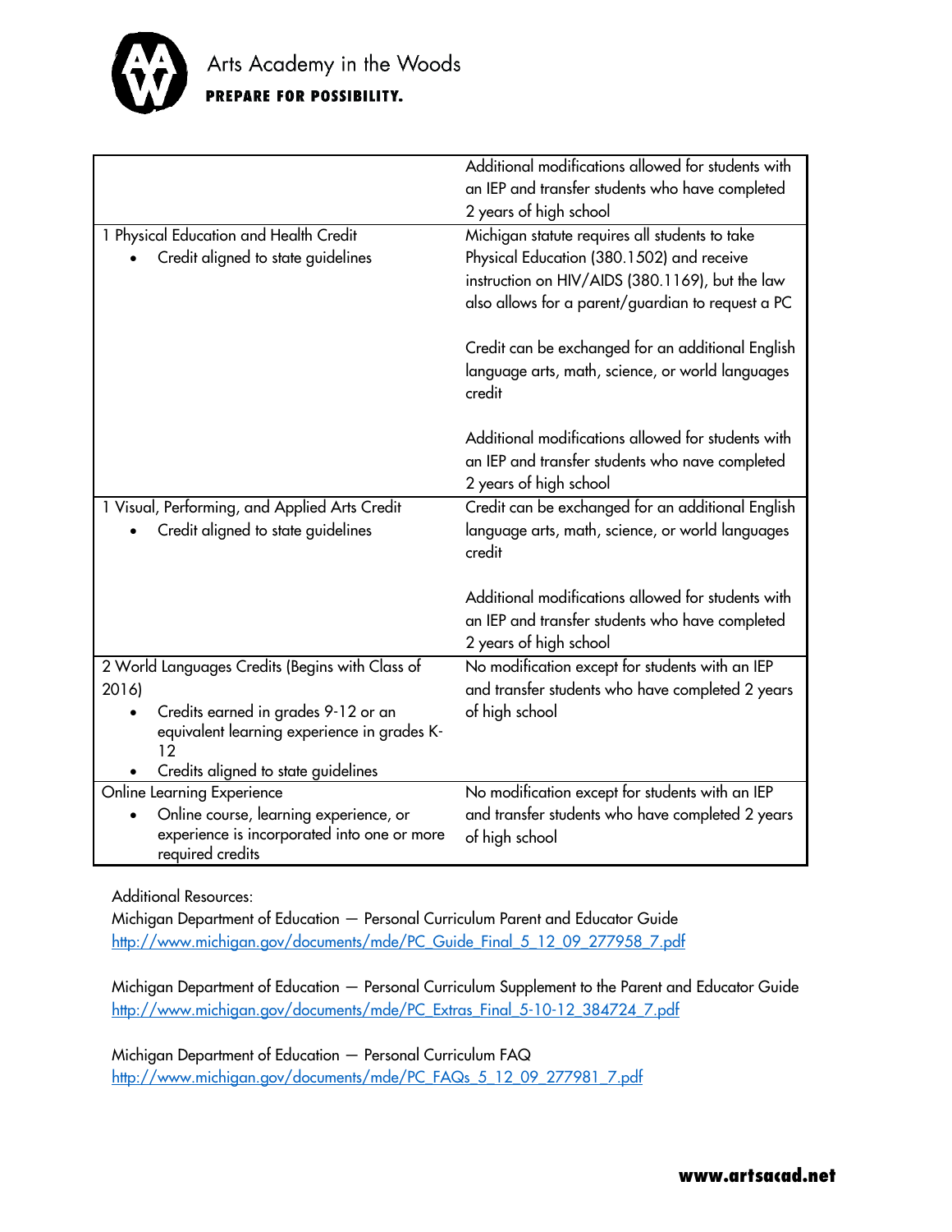| | |
|---|---|
| | Additional modifications allowed for students with an IEP and transfer students who have completed 2 years of high school |
| 1 Physical Education and Health Credit<br>• Credit aligned to state guidelines | Michigan statute requires all students to take Physical Education (380.1502) and receive instruction on HIV/AIDS (380.1169), but the law also allows for a parent/guardian to request a PC<br><br>Credit can be exchanged for an additional English language arts, math, science, or world languages credit<br><br>Additional modifications allowed for students with an IEP and transfer students who nave completed 2 years of high school |
| 1 Visual, Performing, and Applied Arts Credit<br>• Credit aligned to state guidelines | Credit can be exchanged for an additional English language arts, math, science, or world languages credit<br><br>Additional modifications allowed for students with an IEP and transfer students who have completed 2 years of high school |
| 2 World Languages Credits (Begins with Class of 2016)<br>• Credits earned in grades 9-12 or an equivalent learning experience in grades K-12<br>• Credits aligned to state guidelines | No modification except for students with an IEP and transfer students who have completed 2 years of high school |
| Online Learning Experience<br>• Online course, learning experience, or experience is incorporated into one or more required credits | No modification except for students with an IEP and transfer students who have completed 2 years of high school |

Additional Resources:

Michigan Department of Education — Personal Curriculum Parent and Educator Guide
http://www.michigan.gov/documents/mde/PC_Guide_Final_5_12_09_277958_7.pdf

Michigan Department of Education — Personal Curriculum Supplement to the Parent and Educator Guide
http://www.michigan.gov/documents/mde/PC_Extras_Final_5-10-12_384724_7.pdf

Michigan Department of Education — Personal Curriculum FAQ
http://www.michigan.gov/documents/mde/PC_FAQs_5_12_09_277981_7.pdf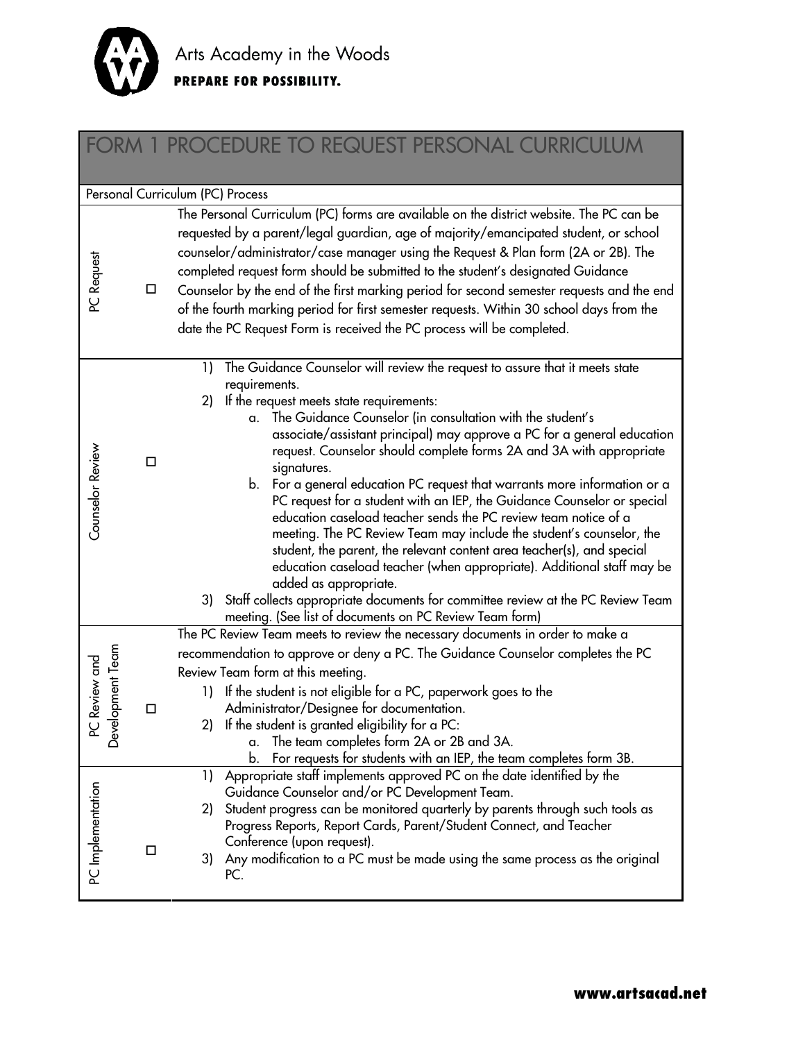# FORM 1 PROCEDURE TO REQUEST PERSONAL CURRICULUM

Personal Curriculum (PC) Process

| Step | | Description |
|---|---|---|
| PC Request | ☐ | The Personal Curriculum (PC) forms are available on the district website. The PC can be requested by a parent/legal guardian, age of majority/emancipated student, or school counselor/administrator/case manager using the Request & Plan form (2A or 2B). The completed request form should be submitted to the student's designated Guidance Counselor by the end of the first marking period for second semester requests and the end of the fourth marking period for first semester requests. Within 30 school days from the date the PC Request Form is received the PC process will be completed. |
| Counselor Review | ☐ | 1) The Guidance Counselor will review the request to assure that it meets state requirements.<br>2) If the request meets state requirements:<br>a. The Guidance Counselor (in consultation with the student's associate/assistant principal) may approve a PC for a general education request. Counselor should complete forms 2A and 3A with appropriate signatures.<br>b. For a general education PC request that warrants more information or a PC request for a student with an IEP, the Guidance Counselor or special education caseload teacher sends the PC review team notice of a meeting. The PC Review Team may include the student's counselor, the student, the parent, the relevant content area teacher(s), and special education caseload teacher (when appropriate). Additional staff may be added as appropriate.<br>3) Staff collects appropriate documents for committee review at the PC Review Team meeting. (See list of documents on PC Review Team form) |
| PC Review and Development Team | ☐ | The PC Review Team meets to review the necessary documents in order to make a recommendation to approve or deny a PC. The Guidance Counselor completes the PC Review Team form at this meeting.<br>1) If the student is not eligible for a PC, paperwork goes to the Administrator/Designee for documentation.<br>2) If the student is granted eligibility for a PC:<br>a. The team completes form 2A or 2B and 3A.<br>b. For requests for students with an IEP, the team completes form 3B. |
| PC Implementation | ☐ | 1) Appropriate staff implements approved PC on the date identified by the Guidance Counselor and/or PC Development Team.<br>2) Student progress can be monitored quarterly by parents through such tools as Progress Reports, Report Cards, Parent/Student Connect, and Teacher Conference (upon request).<br>3) Any modification to a PC must be made using the same process as the original PC. |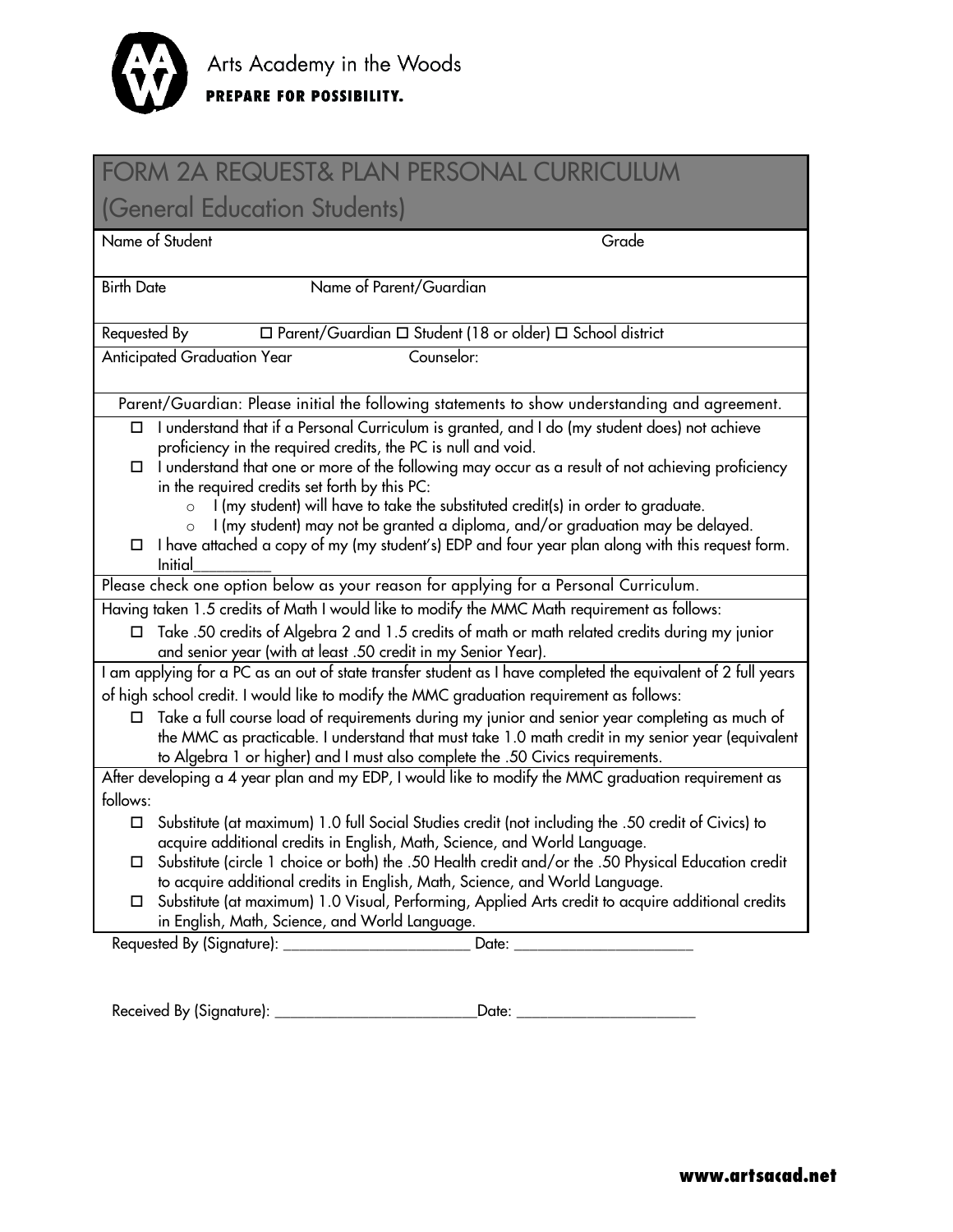Arts Academy in the Woods

**PREPARE FOR POSSIBILITY.**

# FORM 2A REQUEST& PLAN PERSONAL CURRICULUM (General Education Students)

| Name of Student | Grade |
|---|---|
| Birth Date | Name of Parent/Guardian |
| Requested By | ☐ Parent/Guardian ☐ Student (18 or older) ☐ School district |
| Anticipated Graduation Year | Counselor: |

Parent/Guardian: Please initial the following statements to show understanding and agreement.

- ☐ I understand that if a Personal Curriculum is granted, and I do (my student does) not achieve proficiency in the required credits, the PC is null and void.
- ☐ I understand that one or more of the following may occur as a result of not achieving proficiency in the required credits set forth by this PC:
  - I (my student) will have to take the substituted credit(s) in order to graduate.
  - I (my student) may not be granted a diploma, and/or graduation may be delayed.
- ☐ I have attached a copy of my (my student's) EDP and four year plan along with this request form. Initial_________

Please check one option below as your reason for applying for a Personal Curriculum.

Having taken 1.5 credits of Math I would like to modify the MMC Math requirement as follows:

- ☐ Take .50 credits of Algebra 2 and 1.5 credits of math or math related credits during my junior and senior year (with at least .50 credit in my Senior Year).

I am applying for a PC as an out of state transfer student as I have completed the equivalent of 2 full years of high school credit. I would like to modify the MMC graduation requirement as follows:

- ☐ Take a full course load of requirements during my junior and senior year completing as much of the MMC as practicable. I understand that must take 1.0 math credit in my senior year (equivalent to Algebra 1 or higher) and I must also complete the .50 Civics requirements.

After developing a 4 year plan and my EDP, I would like to modify the MMC graduation requirement as follows:

- ☐ Substitute (at maximum) 1.0 full Social Studies credit (not including the .50 credit of Civics) to acquire additional credits in English, Math, Science, and World Language.
- ☐ Substitute (circle 1 choice or both) the .50 Health credit and/or the .50 Physical Education credit to acquire additional credits in English, Math, Science, and World Language.
- ☐ Substitute (at maximum) 1.0 Visual, Performing, Applied Arts credit to acquire additional credits in English, Math, Science, and World Language.

Requested By (Signature): _______________________ Date: ______________________

Received By (Signature): _________________________Date: ______________________

**www.artsacad.net**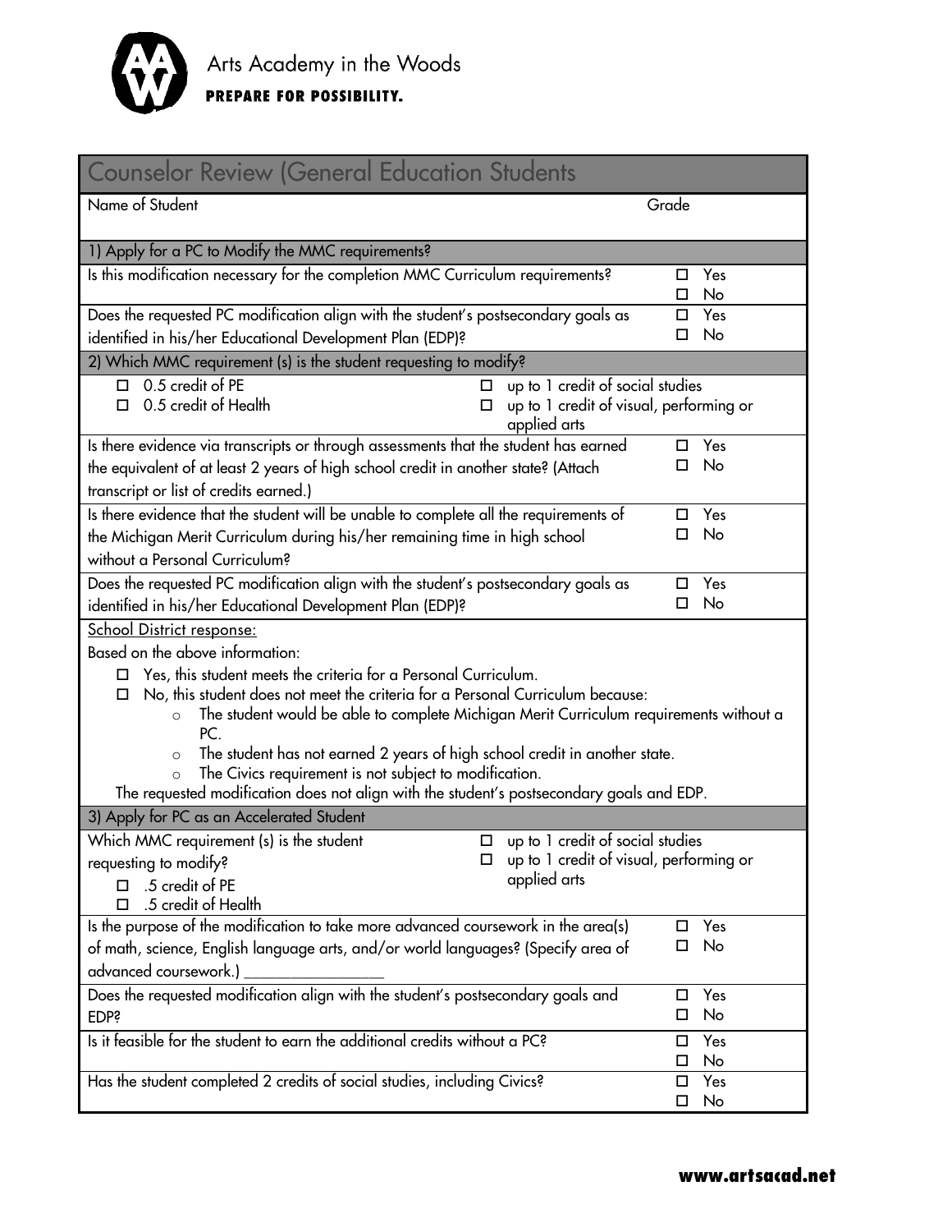Arts Academy in the Woods
**PREPARE FOR POSSIBILITY.**

## Counselor Review (General Education Students

| Name of Student | Grade |
|---|---|
| | |

**1) Apply for a PC to Modify the MMC requirements?**

| | |
|---|---|
| Is this modification necessary for the completion MMC Curriculum requirements? | ☐ Yes ☐ No |
| Does the requested PC modification align with the student's postsecondary goals as identified in his/her Educational Development Plan (EDP)? | ☐ Yes ☐ No |

**2) Which MMC requirement (s) is the student requesting to modify?**

- ☐ 0.5 credit of PE
- ☐ 0.5 credit of Health
- ☐ up to 1 credit of social studies
- ☐ up to 1 credit of visual, performing or applied arts

| | |
|---|---|
| Is there evidence via transcripts or through assessments that the student has earned the equivalent of at least 2 years of high school credit in another state? (Attach transcript or list of credits earned.) | ☐ Yes ☐ No |
| Is there evidence that the student will be unable to complete all the requirements of the Michigan Merit Curriculum during his/her remaining time in high school without a Personal Curriculum? | ☐ Yes ☐ No |
| Does the requested PC modification align with the student's postsecondary goals as identified in his/her Educational Development Plan (EDP)? | ☐ Yes ☐ No |

School District response:

Based on the above information:

- ☐ Yes, this student meets the criteria for a Personal Curriculum.
- ☐ No, this student does not meet the criteria for a Personal Curriculum because:
  - The student would be able to complete Michigan Merit Curriculum requirements without a PC.
  - The student has not earned 2 years of high school credit in another state.
  - The Civics requirement is not subject to modification.

The requested modification does not align with the student's postsecondary goals and EDP.

**3) Apply for PC as an Accelerated Student**

Which MMC requirement (s) is the student requesting to modify?

- ☐ .5 credit of PE
- ☐ .5 credit of Health
- ☐ up to 1 credit of social studies
- ☐ up to 1 credit of visual, performing or applied arts

| | |
|---|---|
| Is the purpose of the modification to take more advanced coursework in the area(s) of math, science, English language arts, and/or world languages? (Specify area of advanced coursework.) _________________ | ☐ Yes ☐ No |
| Does the requested modification align with the student's postsecondary goals and EDP? | ☐ Yes ☐ No |
| Is it feasible for the student to earn the additional credits without a PC? | ☐ Yes ☐ No |
| Has the student completed 2 credits of social studies, including Civics? | ☐ Yes ☐ No |

**www.artsacad.net**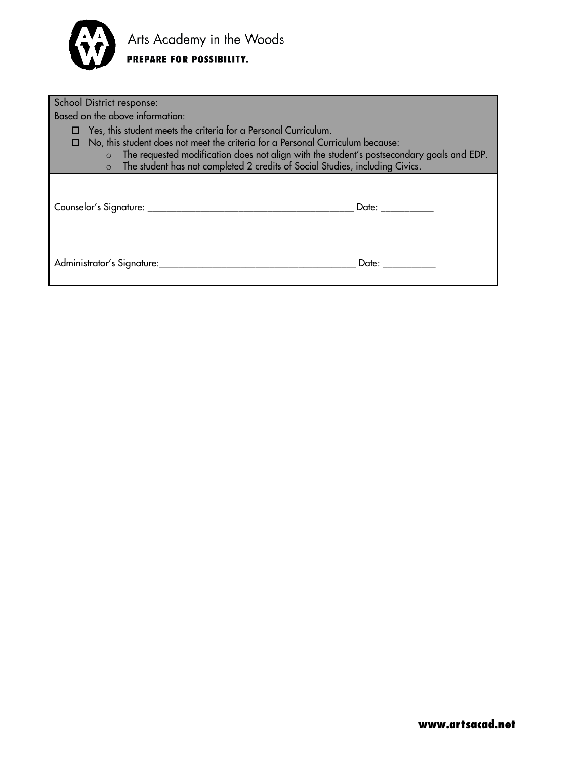School District response:

Based on the above information:

- ☐ Yes, this student meets the criteria for a Personal Curriculum.
- ☐ No, this student does not meet the criteria for a Personal Curriculum because:
  - The requested modification does not align with the student's postsecondary goals and EDP.
  - The student has not completed 2 credits of Social Studies, including Civics.

Counselor's Signature: ________________________________________ Date: __________

Administrator's Signature: ______________________________________ Date: __________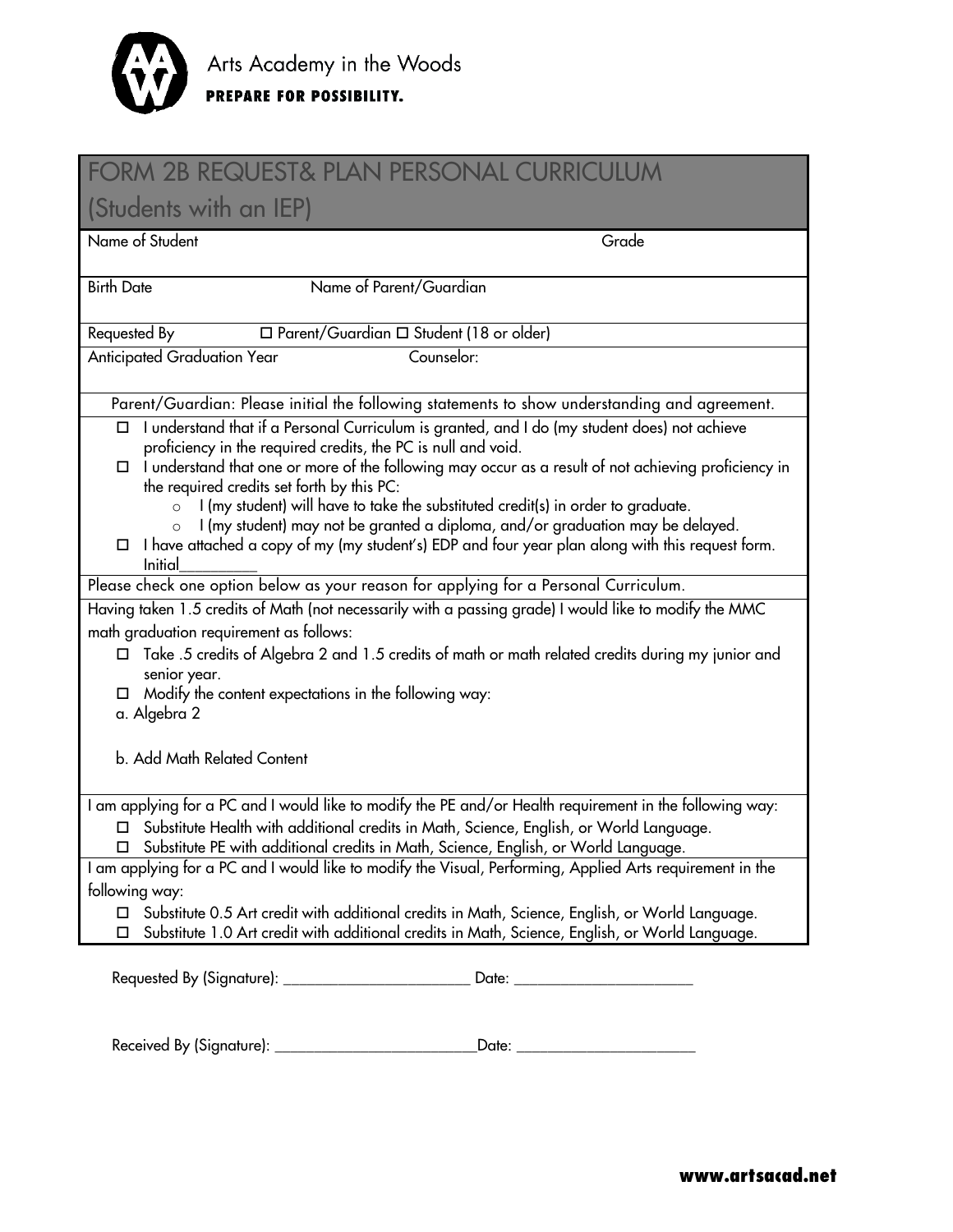Arts Academy in the Woods
**PREPARE FOR POSSIBILITY.**

# FORM 2B REQUEST& PLAN PERSONAL CURRICULUM (Students with an IEP)

| Name of Student | Grade |
|---|---|
| Birth Date | Name of Parent/Guardian |
| Requested By | ☐ Parent/Guardian ☐ Student (18 or older) |
| Anticipated Graduation Year | Counselor: |

Parent/Guardian: Please initial the following statements to show understanding and agreement.

- ☐ I understand that if a Personal Curriculum is granted, and I do (my student does) not achieve proficiency in the required credits, the PC is null and void.
- ☐ I understand that one or more of the following may occur as a result of not achieving proficiency in the required credits set forth by this PC:
  - I (my student) will have to take the substituted credit(s) in order to graduate.
  - I (my student) may not be granted a diploma, and/or graduation may be delayed.
- ☐ I have attached a copy of my (my student's) EDP and four year plan along with this request form. Initial__________

Please check one option below as your reason for applying for a Personal Curriculum.

Having taken 1.5 credits of Math (not necessarily with a passing grade) I would like to modify the MMC math graduation requirement as follows:

- ☐ Take .5 credits of Algebra 2 and 1.5 credits of math or math related credits during my junior and senior year.
- ☐ Modify the content expectations in the following way:

a. Algebra 2

b. Add Math Related Content

I am applying for a PC and I would like to modify the PE and/or Health requirement in the following way:

- ☐ Substitute Health with additional credits in Math, Science, English, or World Language.
- ☐ Substitute PE with additional credits in Math, Science, English, or World Language.

I am applying for a PC and I would like to modify the Visual, Performing, Applied Arts requirement in the following way:

- ☐ Substitute 0.5 Art credit with additional credits in Math, Science, English, or World Language.
- ☐ Substitute 1.0 Art credit with additional credits in Math, Science, English, or World Language.

Requested By (Signature): ________________________ Date: _______________________

Received By (Signature): __________________________Date: _______________________

**www.artsacad.net**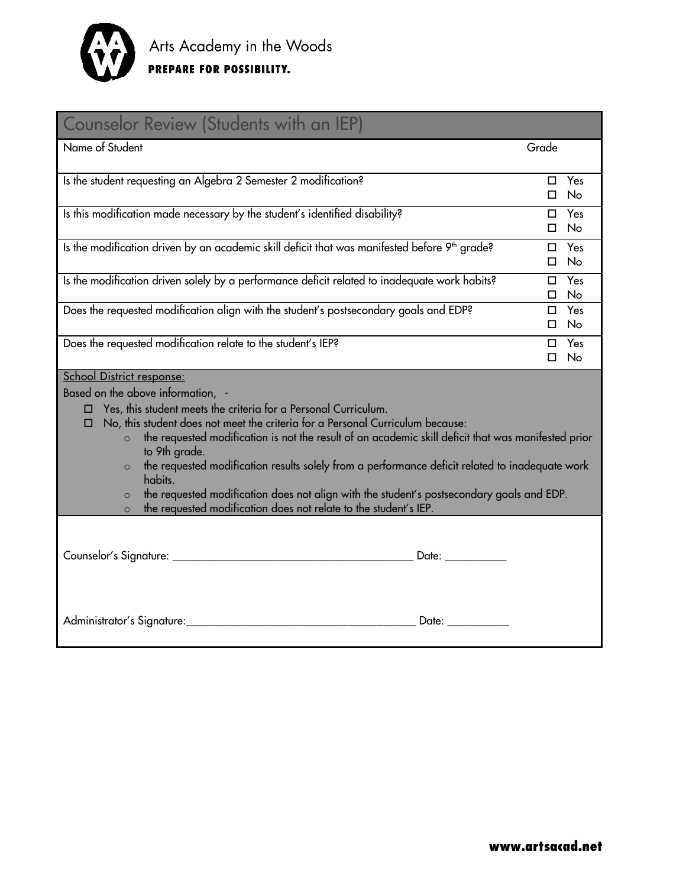Arts Academy in the Woods

**PREPARE FOR POSSIBILITY.**

## Counselor Review (Students with an IEP)

| Name of Student | Grade |
|---|---|
| Is the student requesting an Algebra 2 Semester 2 modification? | ☐ Yes<br>☐ No |
| Is this modification made necessary by the student's identified disability? | ☐ Yes<br>☐ No |
| Is the modification driven by an academic skill deficit that was manifested before 9th grade? | ☐ Yes<br>☐ No |
| Is the modification driven solely by a performance deficit related to inadequate work habits? | ☐ Yes<br>☐ No |
| Does the requested modification align with the student's postsecondary goals and EDP? | ☐ Yes<br>☐ No |
| Does the requested modification relate to the student's IEP? | ☐ Yes<br>☐ No |

School District response:

Based on the above information, -

- ☐ Yes, this student meets the criteria for a Personal Curriculum.
- ☐ No, this student does not meet the criteria for a Personal Curriculum because:
  - the requested modification is not the result of an academic skill deficit that was manifested prior to 9th grade.
  - the requested modification results solely from a performance deficit related to inadequate work habits.
  - the requested modification does not align with the student's postsecondary goals and EDP.
  - the requested modification does not relate to the student's IEP.

Counselor's Signature: ________________________________________ Date: __________

Administrator's Signature:______________________________________ Date: __________

**www.artsacad.net**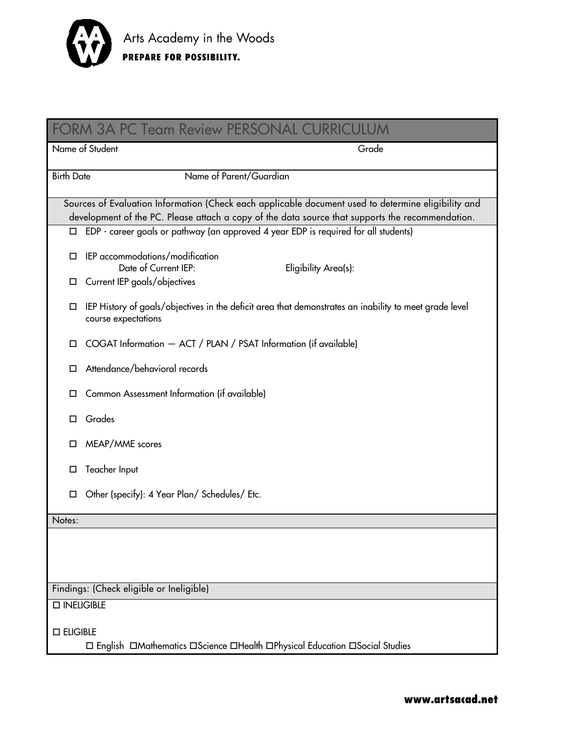Arts Academy in the Woods
**PREPARE FOR POSSIBILITY.**

## FORM 3A PC Team Review PERSONAL CURRICULUM

Name of Student Grade

Birth Date Name of Parent/Guardian

Sources of Evaluation Information (Check each applicable document used to determine eligibility and development of the PC. Please attach a copy of the data source that supports the recommendation.

- ☐ EDP - career goals or pathway (an approved 4 year EDP is required for all students)
- ☐ IEP accommodations/modification
  Date of Current IEP: Eligibility Area(s):
- ☐ Current IEP goals/objectives
- ☐ IEP History of goals/objectives in the deficit area that demonstrates an inability to meet grade level course expectations
- ☐ COGAT Information — ACT / PLAN / PSAT Information (if available)
- ☐ Attendance/behavioral records
- ☐ Common Assessment Information (if available)
- ☐ Grades
- ☐ MEAP/MME scores
- ☐ Teacher Input
- ☐ Other (specify): 4 Year Plan/ Schedules/ Etc.

Notes:

Findings: (Check eligible or Ineligible)

☐ INELIGIBLE

☐ ELIGIBLE

☐ English ☐Mathematics ☐Science ☐Health ☐Physical Education ☐Social Studies

**www.artsacad.net**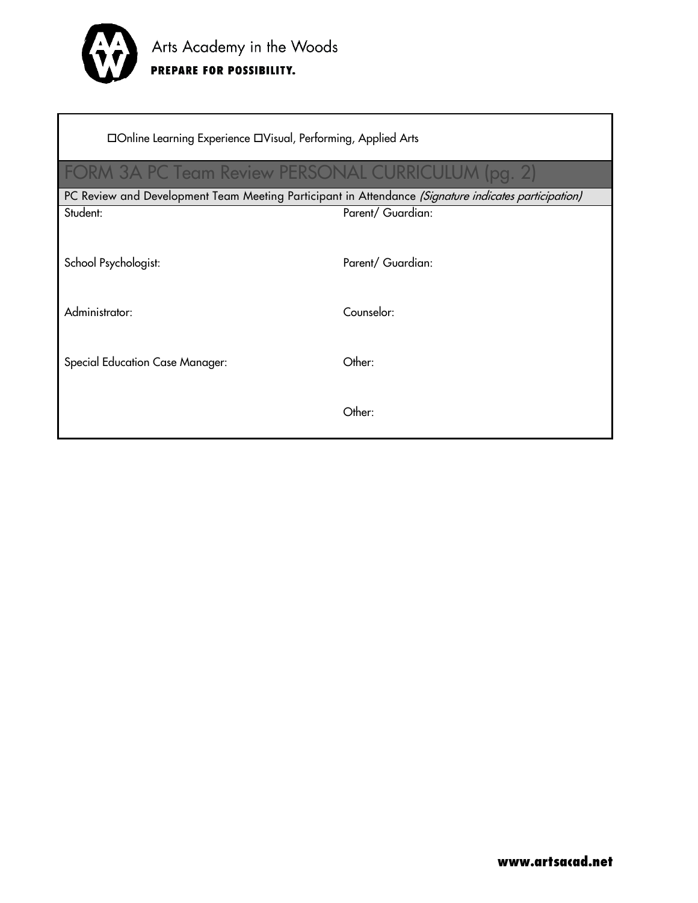Arts Academy in the Woods

**PREPARE FOR POSSIBILITY.**

☐Online Learning Experience ☐Visual, Performing, Applied Arts

## FORM 3A PC Team Review PERSONAL CURRICULUM (pg. 2)

PC Review and Development Team Meeting Participant in Attendance *(Signature indicates participation)*

| | |
|---|---|
| Student: | Parent/ Guardian: |
| School Psychologist: | Parent/ Guardian: |
| Administrator: | Counselor: |
| Special Education Case Manager: | Other: |
| | Other: |

**www.artsacad.net**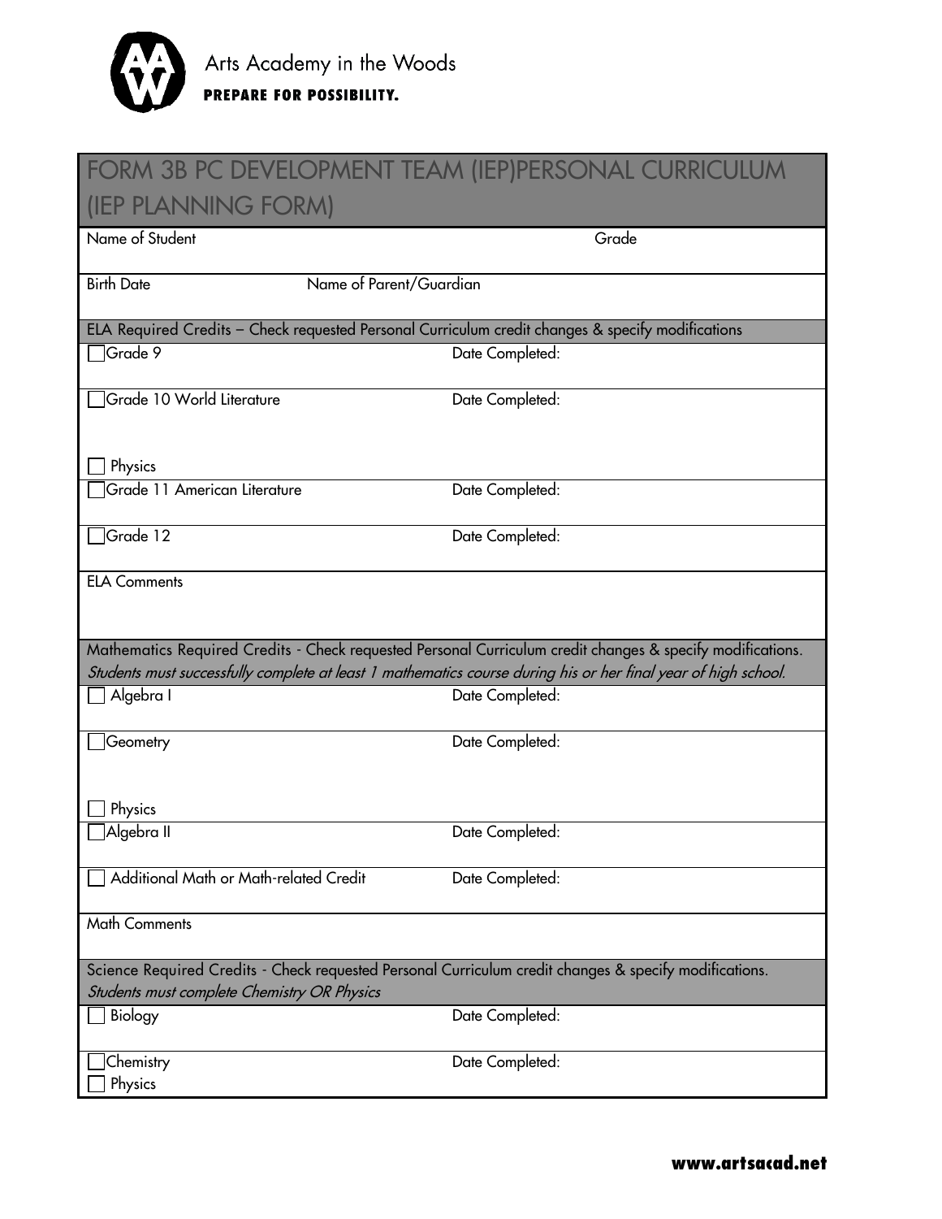Arts Academy in the Woods

**PREPARE FOR POSSIBILITY.**

# FORM 3B PC DEVELOPMENT TEAM (IEP)PERSONAL CURRICULUM (IEP PLANNING FORM)

| Name of Student | Grade |
|---|---|
| Birth Date | Name of Parent/Guardian |

**ELA Required Credits – Check requested Personal Curriculum credit changes & specify modifications**

| | |
|---|---|
| ☐ Grade 9 | Date Completed: |
| ☐ Grade 10 World Literature<br>☐ Physics | Date Completed: |
| ☐ Grade 11 American Literature | Date Completed: |
| ☐ Grade 12 | Date Completed: |

ELA Comments

**Mathematics Required Credits - Check requested Personal Curriculum credit changes & specify modifications.**
*Students must successfully complete at least 1 mathematics course during his or her final year of high school.*

| | |
|---|---|
| ☐ Algebra I | Date Completed: |
| ☐ Geometry<br>☐ Physics | Date Completed: |
| ☐ Algebra II | Date Completed: |
| ☐ Additional Math or Math-related Credit | Date Completed: |

Math Comments

**Science Required Credits - Check requested Personal Curriculum credit changes & specify modifications.**
*Students must complete Chemistry OR Physics*

| | |
|---|---|
| ☐ Biology | Date Completed: |
| ☐ Chemistry<br>☐ Physics | Date Completed: |

**www.artsacad.net**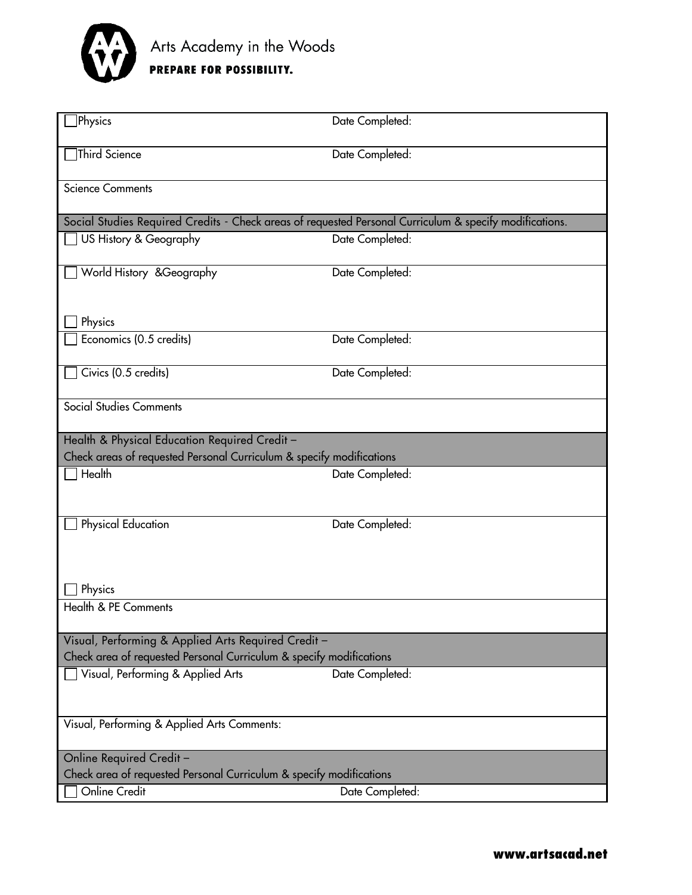Arts Academy in the Woods

**PREPARE FOR POSSIBILITY.**

| ☐ Physics | Date Completed: |
|---|---|
| ☐ Third Science | Date Completed: |
| Science Comments | |
| Social Studies Required Credits - Check areas of requested Personal Curriculum & specify modifications. | |
| ☐ US History & Geography | Date Completed: |
| ☐ World History &Geography<br><br>☐ Physics | Date Completed: |
| ☐ Economics (0.5 credits) | Date Completed: |
| ☐ Civics (0.5 credits) | Date Completed: |
| Social Studies Comments | |
| Health & Physical Education Required Credit –<br>Check areas of requested Personal Curriculum & specify modifications | |
| ☐ Health | Date Completed: |
| ☐ Physical Education<br><br>☐ Physics | Date Completed: |
| Health & PE Comments | |
| Visual, Performing & Applied Arts Required Credit –<br>Check area of requested Personal Curriculum & specify modifications | |
| ☐ Visual, Performing & Applied Arts | Date Completed: |
| Visual, Performing & Applied Arts Comments: | |
| Online Required Credit –<br>Check area of requested Personal Curriculum & specify modifications | |
| ☐ Online Credit | Date Completed: |

**www.artsacad.net**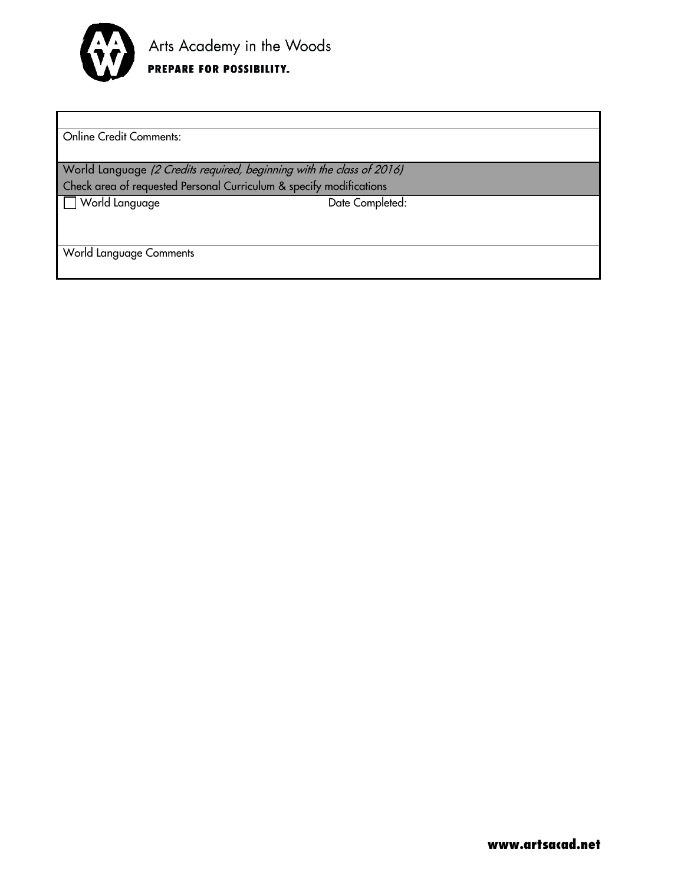Arts Academy in the Woods
**PREPARE FOR POSSIBILITY.**

| |
|---|
| Online Credit Comments: |
| World Language *(2 Credits required, beginning with the class of 2016)*<br>Check area of requested Personal Curriculum & specify modifications |
| ☐ World Language Date Completed: |
| World Language Comments |

**www.artsacad.net**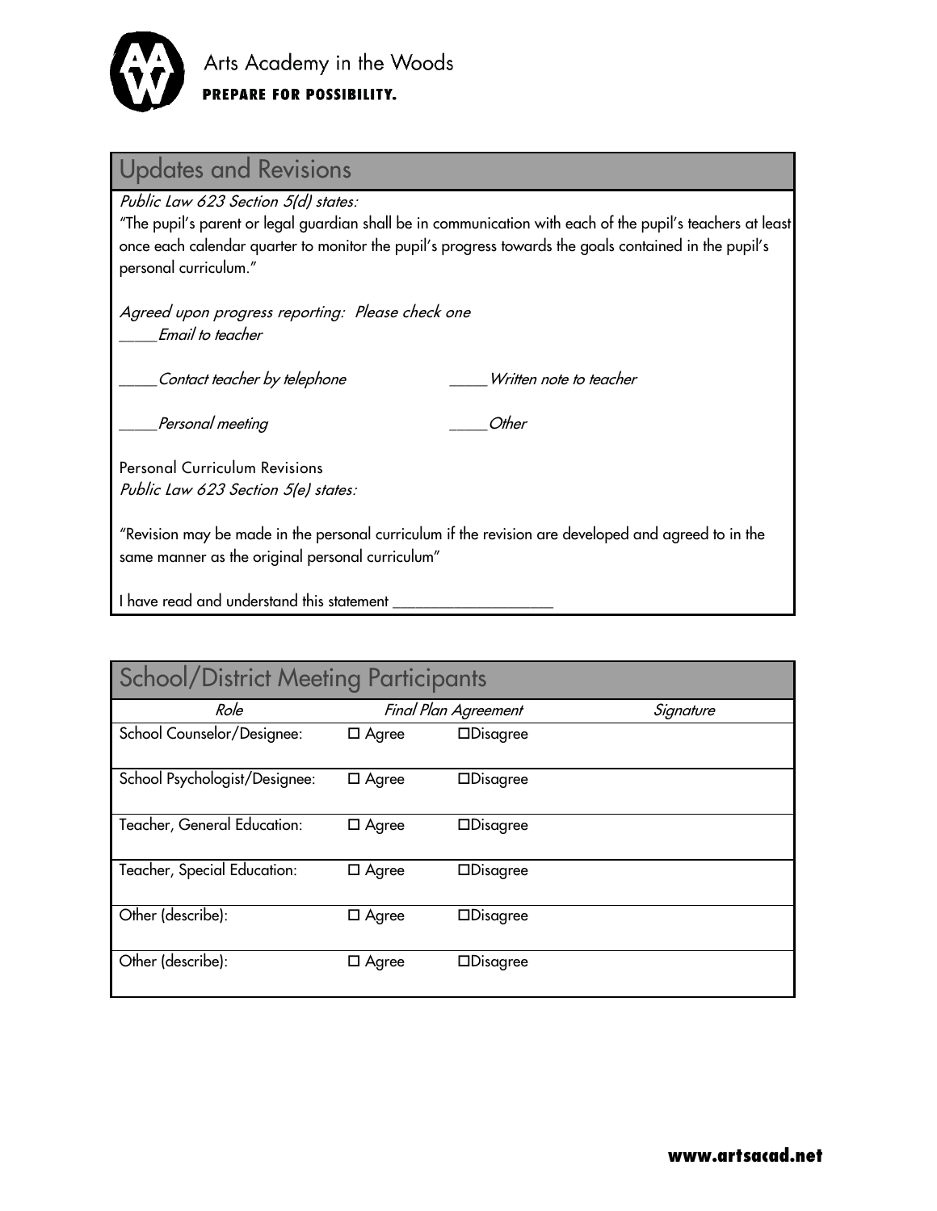## Updates and Revisions

*Public Law 623 Section 5(d) states:*

"The pupil's parent or legal guardian shall be in communication with each of the pupil's teachers at least once each calendar quarter to monitor the pupil's progress towards the goals contained in the pupil's personal curriculum."

*Agreed upon progress reporting: Please check one*

_____*Email to teacher*

_____*Contact teacher by telephone* _____*Written note to teacher*

_____*Personal meeting* _____*Other*

Personal Curriculum Revisions

*Public Law 623 Section 5(e) states:*

"Revision may be made in the personal curriculum if the revision are developed and agreed to in the same manner as the original personal curriculum"

I have read and understand this statement ____________________

## School/District Meeting Participants

| *Role* | *Final Plan Agreement* | | *Signature* |
|---|---|---|---|
| School Counselor/Designee: | ☐ Agree | ☐Disagree | |
| School Psychologist/Designee: | ☐ Agree | ☐Disagree | |
| Teacher, General Education: | ☐ Agree | ☐Disagree | |
| Teacher, Special Education: | ☐ Agree | ☐Disagree | |
| Other (describe): | ☐ Agree | ☐Disagree | |
| Other (describe): | ☐ Agree | ☐Disagree | |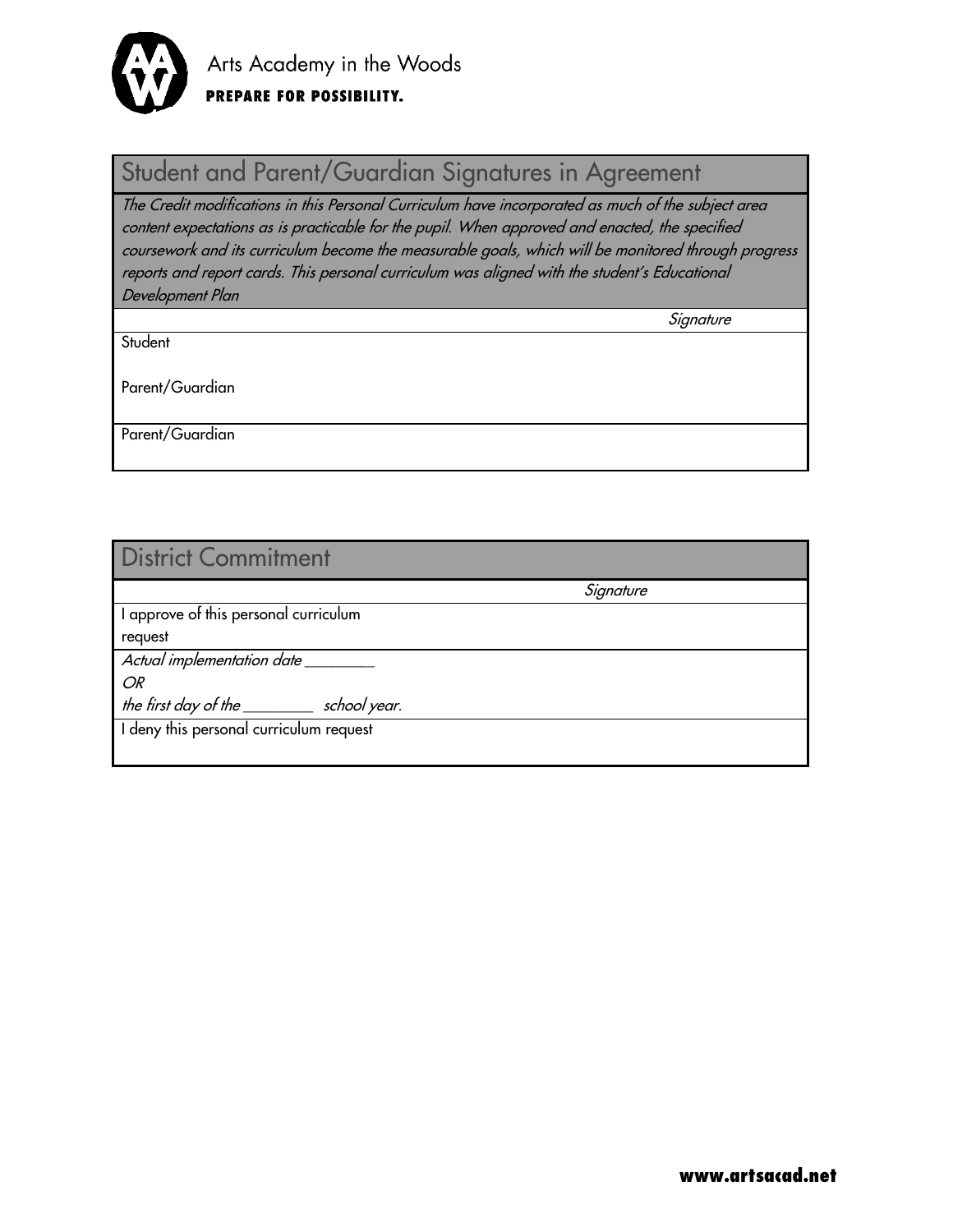Arts Academy in the Woods

**PREPARE FOR POSSIBILITY.**

## Student and Parent/Guardian Signatures in Agreement

*The Credit modifications in this Personal Curriculum have incorporated as much of the subject area content expectations as is practicable for the pupil. When approved and enacted, the specified coursework and its curriculum become the measurable goals, which will be monitored through progress reports and report cards. This personal curriculum was aligned with the student's Educational Development Plan*

| | *Signature* |
| --- | --- |
| Student | |
| Parent/Guardian | |
| Parent/Guardian | |

## District Commitment

| | *Signature* |
| --- | --- |
| I approve of this personal curriculum request | |
| *Actual implementation date ________* *OR* *the first day of the ________ school year.* | |
| I deny this personal curriculum request | |

**www.artsacad.net**